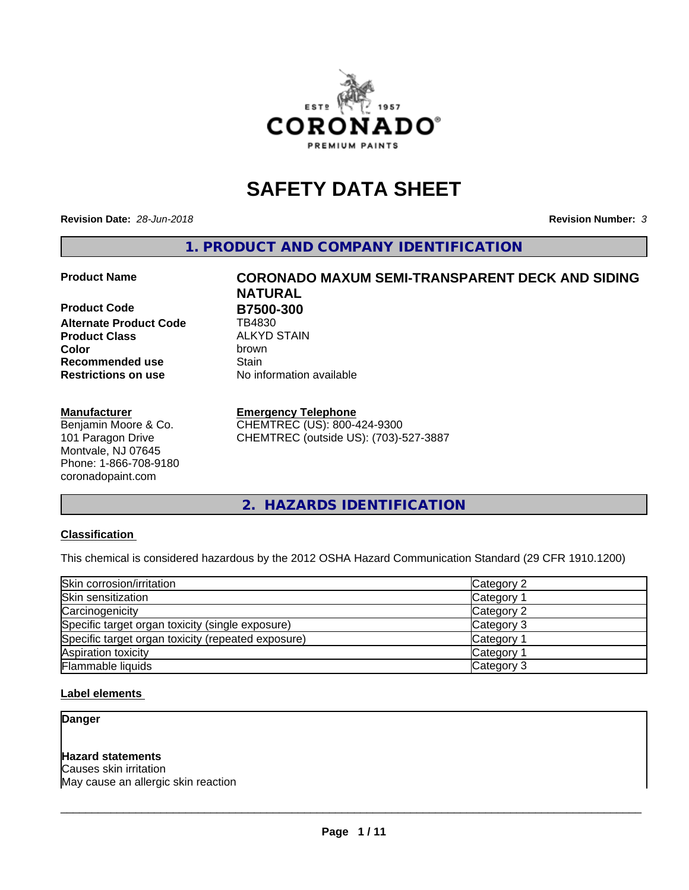# SAFETY DATA SHEET

**Revision Date:** *28-Jun-2018* **Revision Number:** *3*

## 1. PRODUCT AND COMPANY IDENTIFICATION

| | |
|---|---|
| **Product Name** | **CORONADO MAXUM SEMI-TRANSPARENT DECK AND SIDING NATURAL** |
| **Product Code** | **B7500-300** |
| **Alternate Product Code** | TB4830 |
| **Product Class** | ALKYD STAIN |
| **Color** | brown |
| **Recommended use** | Stain |
| **Restrictions on use** | No information available |

**Manufacturer**
Benjamin Moore & Co.
101 Paragon Drive
Montvale, NJ 07645
Phone: 1-866-708-9180
coronadopaint.com

**Emergency Telephone**
CHEMTREC (US): 800-424-9300
CHEMTREC (outside US): (703)-527-3887

## 2. HAZARDS IDENTIFICATION

### Classification

This chemical is considered hazardous by the 2012 OSHA Hazard Communication Standard (29 CFR 1910.1200)

| | |
|---|---|
| Skin corrosion/irritation | Category 2 |
| Skin sensitization | Category 1 |
| Carcinogenicity | Category 2 |
| Specific target organ toxicity (single exposure) | Category 3 |
| Specific target organ toxicity (repeated exposure) | Category 1 |
| Aspiration toxicity | Category 1 |
| Flammable liquids | Category 3 |

### Label elements

**Danger**

**Hazard statements**
Causes skin irritation
May cause an allergic skin reaction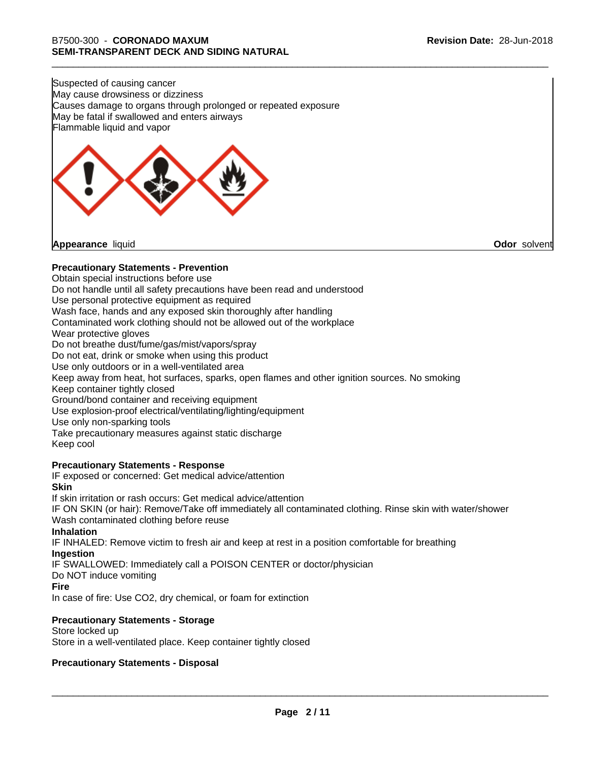Suspected of causing cancer
May cause drowsiness or dizziness
Causes damage to organs through prolonged or repeated exposure
May be fatal if swallowed and enters airways
Flammable liquid and vapor

**Appearance** liquid **Odor** solvent

**Precautionary Statements - Prevention**

Obtain special instructions before use
Do not handle until all safety precautions have been read and understood
Use personal protective equipment as required
Wash face, hands and any exposed skin thoroughly after handling
Contaminated work clothing should not be allowed out of the workplace
Wear protective gloves
Do not breathe dust/fume/gas/mist/vapors/spray
Do not eat, drink or smoke when using this product
Use only outdoors or in a well-ventilated area
Keep away from heat, hot surfaces, sparks, open flames and other ignition sources. No smoking
Keep container tightly closed
Ground/bond container and receiving equipment
Use explosion-proof electrical/ventilating/lighting/equipment
Use only non-sparking tools
Take precautionary measures against static discharge
Keep cool

**Precautionary Statements - Response**

IF exposed or concerned: Get medical advice/attention

**Skin**

If skin irritation or rash occurs: Get medical advice/attention
IF ON SKIN (or hair): Remove/Take off immediately all contaminated clothing. Rinse skin with water/shower
Wash contaminated clothing before reuse

**Inhalation**

IF INHALED: Remove victim to fresh air and keep at rest in a position comfortable for breathing

**Ingestion**

IF SWALLOWED: Immediately call a POISON CENTER or doctor/physician
Do NOT induce vomiting

**Fire**

In case of fire: Use CO2, dry chemical, or foam for extinction

**Precautionary Statements - Storage**

Store locked up
Store in a well-ventilated place. Keep container tightly closed

**Precautionary Statements - Disposal**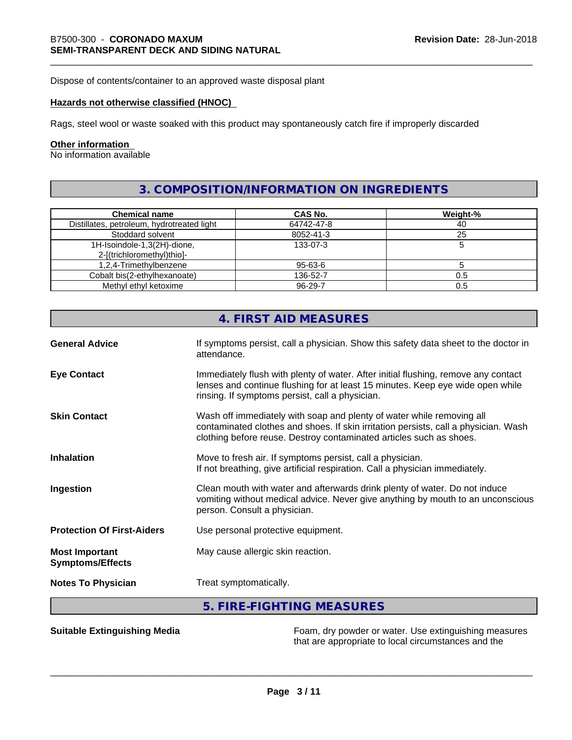Dispose of contents/container to an approved waste disposal plant

**Hazards not otherwise classified (HNOC)**

Rags, steel wool or waste soaked with this product may spontaneously catch fire if improperly discarded

**Other information**

No information available

## 3. COMPOSITION/INFORMATION ON INGREDIENTS

| Chemical name | CAS No. | Weight-% |
|---|---|---|
| Distillates, petroleum, hydrotreated light | 64742-47-8 | 40 |
| Stoddard solvent | 8052-41-3 | 25 |
| 1H-Isoindole-1,3(2H)-dione, 2-[(trichloromethyl)thio]- | 133-07-3 | 5 |
| 1,2,4-Trimethylbenzene | 95-63-6 | 5 |
| Cobalt bis(2-ethylhexanoate) | 136-52-7 | 0.5 |
| Methyl ethyl ketoxime | 96-29-7 | 0.5 |

## 4. FIRST AID MEASURES

**General Advice**
If symptoms persist, call a physician. Show this safety data sheet to the doctor in attendance.

**Eye Contact**
Immediately flush with plenty of water. After initial flushing, remove any contact lenses and continue flushing for at least 15 minutes. Keep eye wide open while rinsing. If symptoms persist, call a physician.

**Skin Contact**
Wash off immediately with soap and plenty of water while removing all contaminated clothes and shoes. If skin irritation persists, call a physician. Wash clothing before reuse. Destroy contaminated articles such as shoes.

**Inhalation**
Move to fresh air. If symptoms persist, call a physician.
If not breathing, give artificial respiration. Call a physician immediately.

**Ingestion**
Clean mouth with water and afterwards drink plenty of water. Do not induce vomiting without medical advice. Never give anything by mouth to an unconscious person. Consult a physician.

**Protection Of First-Aiders**
Use personal protective equipment.

**Most Important Symptoms/Effects**
May cause allergic skin reaction.

**Notes To Physician**
Treat symptomatically.

## 5. FIRE-FIGHTING MEASURES

**Suitable Extinguishing Media**
Foam, dry powder or water. Use extinguishing measures that are appropriate to local circumstances and the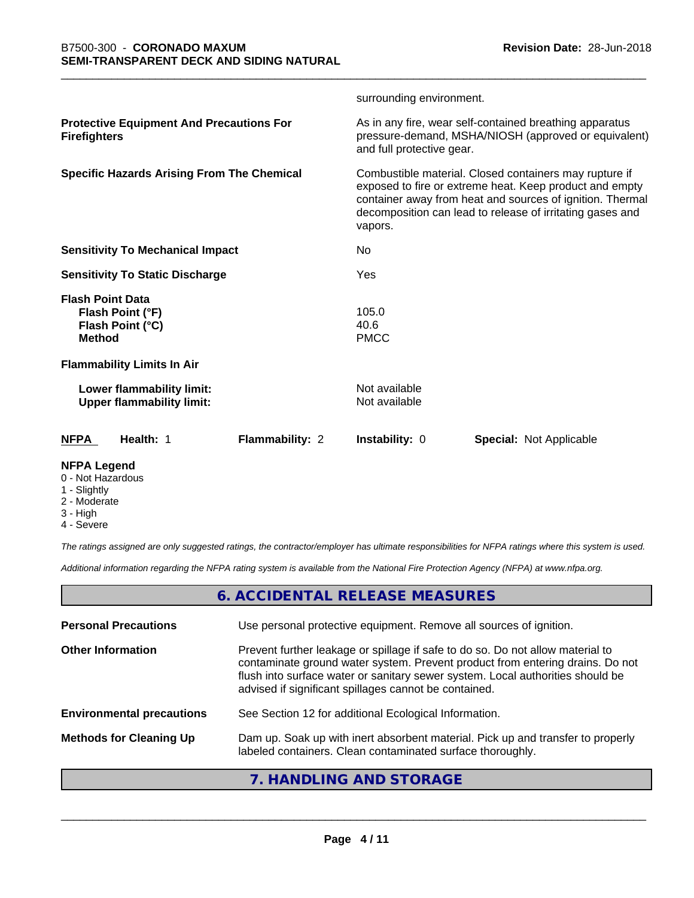surrounding environment.

| | |
|---|---|
| **Protective Equipment And Precautions For Firefighters** | As in any fire, wear self-contained breathing apparatus pressure-demand, MSHA/NIOSH (approved or equivalent) and full protective gear. |
| **Specific Hazards Arising From The Chemical** | Combustible material. Closed containers may rupture if exposed to fire or extreme heat. Keep product and empty container away from heat and sources of ignition. Thermal decomposition can lead to release of irritating gases and vapors. |
| **Sensitivity To Mechanical Impact** | No |
| **Sensitivity To Static Discharge** | Yes |

**Flash Point Data**

| | |
|---|---|
| **Flash Point (°F)** | 105.0 |
| **Flash Point (°C)** | 40.6 |
| **Method** | PMCC |

**Flammability Limits In Air**

| | |
|---|---|
| **Lower flammability limit:** | Not available |
| **Upper flammability limit:** | Not available |

| **NFPA** | **Health:** 1 | **Flammability:** 2 | **Instability:** 0 | **Special:** Not Applicable |
|---|---|---|---|---|

**NFPA Legend**
- 0 - Not Hazardous
- 1 - Slightly
- 2 - Moderate
- 3 - High
- 4 - Severe

*The ratings assigned are only suggested ratings, the contractor/employer has ultimate responsibilities for NFPA ratings where this system is used.*

*Additional information regarding the NFPA rating system is available from the National Fire Protection Agency (NFPA) at www.nfpa.org.*

## 6. ACCIDENTAL RELEASE MEASURES

| | |
|---|---|
| **Personal Precautions** | Use personal protective equipment. Remove all sources of ignition. |
| **Other Information** | Prevent further leakage or spillage if safe to do so. Do not allow material to contaminate ground water system. Prevent product from entering drains. Do not flush into surface water or sanitary sewer system. Local authorities should be advised if significant spillages cannot be contained. |
| **Environmental precautions** | See Section 12 for additional Ecological Information. |
| **Methods for Cleaning Up** | Dam up. Soak up with inert absorbent material. Pick up and transfer to properly labeled containers. Clean contaminated surface thoroughly. |

## 7. HANDLING AND STORAGE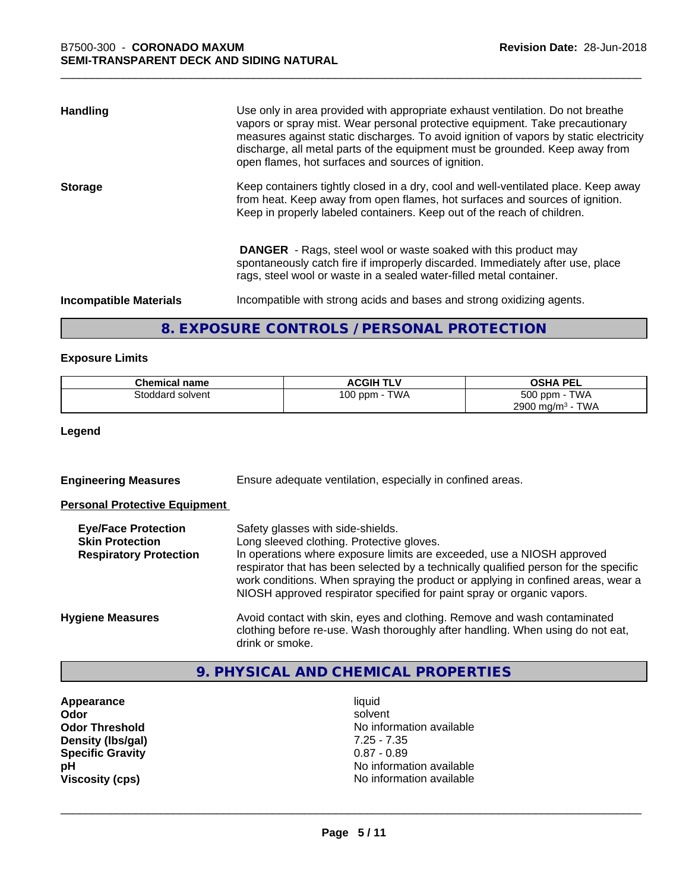**Handling**

Use only in area provided with appropriate exhaust ventilation. Do not breathe vapors or spray mist. Wear personal protective equipment. Take precautionary measures against static discharges. To avoid ignition of vapors by static electricity discharge, all metal parts of the equipment must be grounded. Keep away from open flames, hot surfaces and sources of ignition.

**Storage**

Keep containers tightly closed in a dry, cool and well-ventilated place. Keep away from heat. Keep away from open flames, hot surfaces and sources of ignition. Keep in properly labeled containers. Keep out of the reach of children.

**DANGER** - Rags, steel wool or waste soaked with this product may spontaneously catch fire if improperly discarded. Immediately after use, place rags, steel wool or waste in a sealed water-filled metal container.

**Incompatible Materials**

Incompatible with strong acids and bases and strong oxidizing agents.

## 8. EXPOSURE CONTROLS / PERSONAL PROTECTION

### Exposure Limits

| Chemical name | ACGIH TLV | OSHA PEL |
|---|---|---|
| Stoddard solvent | 100 ppm - TWA | 500 ppm - TWA<br>2900 mg/m³ - TWA |

**Legend**

**Engineering Measures**

Ensure adequate ventilation, especially in confined areas.

**Personal Protective Equipment**

**Eye/Face Protection**

Safety glasses with side-shields.

**Skin Protection**

Long sleeved clothing. Protective gloves.

**Respiratory Protection**

In operations where exposure limits are exceeded, use a NIOSH approved respirator that has been selected by a technically qualified person for the specific work conditions. When spraying the product or applying in confined areas, wear a NIOSH approved respirator specified for paint spray or organic vapors.

**Hygiene Measures**

Avoid contact with skin, eyes and clothing. Remove and wash contaminated clothing before re-use. Wash thoroughly after handling. When using do not eat, drink or smoke.

## 9. PHYSICAL AND CHEMICAL PROPERTIES

| | |
|---|---|
| **Appearance** | liquid |
| **Odor** | solvent |
| **Odor Threshold** | No information available |
| **Density (lbs/gal)** | 7.25 - 7.35 |
| **Specific Gravity** | 0.87 - 0.89 |
| **pH** | No information available |
| **Viscosity (cps)** | No information available |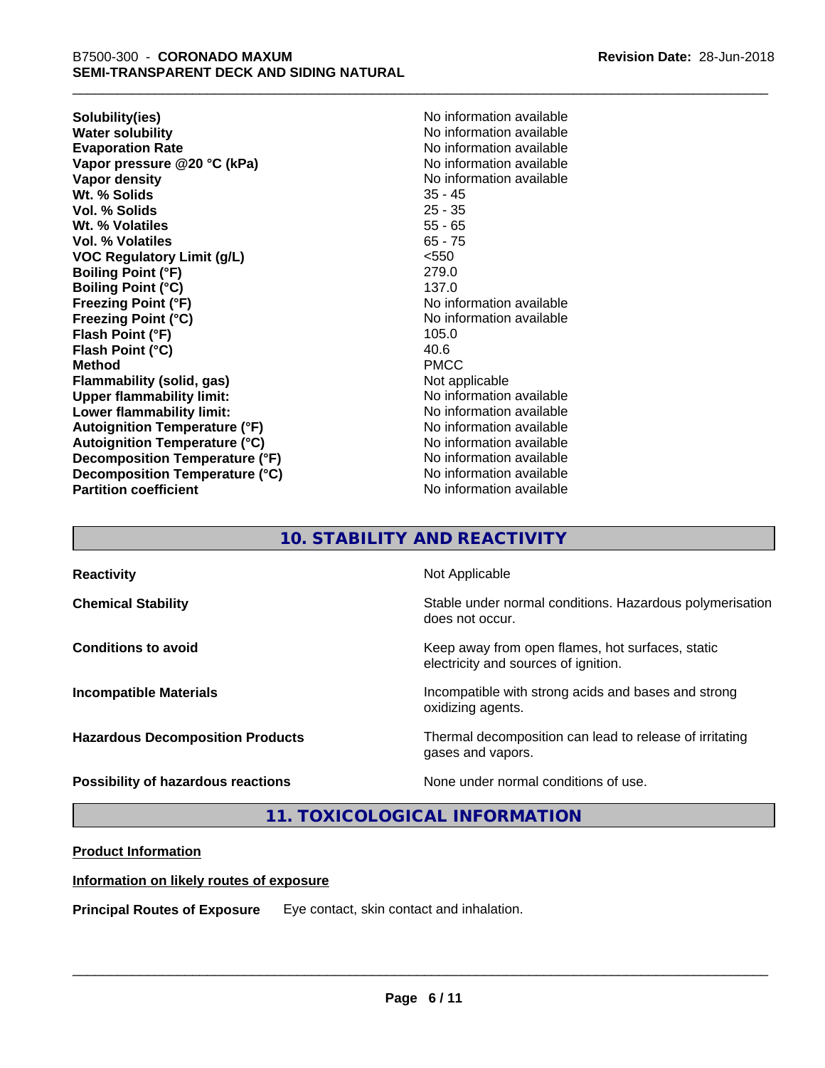| | |
|---|---|
| **Solubility(ies)** | No information available |
| **Water solubility** | No information available |
| **Evaporation Rate** | No information available |
| **Vapor pressure @20 °C (kPa)** | No information available |
| **Vapor density** | No information available |
| **Wt. % Solids** | 35 - 45 |
| **Vol. % Solids** | 25 - 35 |
| **Wt. % Volatiles** | 55 - 65 |
| **Vol. % Volatiles** | 65 - 75 |
| **VOC Regulatory Limit (g/L)** | <550 |
| **Boiling Point (°F)** | 279.0 |
| **Boiling Point (°C)** | 137.0 |
| **Freezing Point (°F)** | No information available |
| **Freezing Point (°C)** | No information available |
| **Flash Point (°F)** | 105.0 |
| **Flash Point (°C)** | 40.6 |
| **Method** | PMCC |
| **Flammability (solid, gas)** | Not applicable |
| **Upper flammability limit:** | No information available |
| **Lower flammability limit:** | No information available |
| **Autoignition Temperature (°F)** | No information available |
| **Autoignition Temperature (°C)** | No information available |
| **Decomposition Temperature (°F)** | No information available |
| **Decomposition Temperature (°C)** | No information available |
| **Partition coefficient** | No information available |

## 10. STABILITY AND REACTIVITY

| | |
|---|---|
| **Reactivity** | Not Applicable |
| **Chemical Stability** | Stable under normal conditions. Hazardous polymerisation does not occur. |
| **Conditions to avoid** | Keep away from open flames, hot surfaces, static electricity and sources of ignition. |
| **Incompatible Materials** | Incompatible with strong acids and bases and strong oxidizing agents. |
| **Hazardous Decomposition Products** | Thermal decomposition can lead to release of irritating gases and vapors. |
| **Possibility of hazardous reactions** | None under normal conditions of use. |

## 11. TOXICOLOGICAL INFORMATION

**Product Information**

**Information on likely routes of exposure**

**Principal Routes of Exposure** Eye contact, skin contact and inhalation.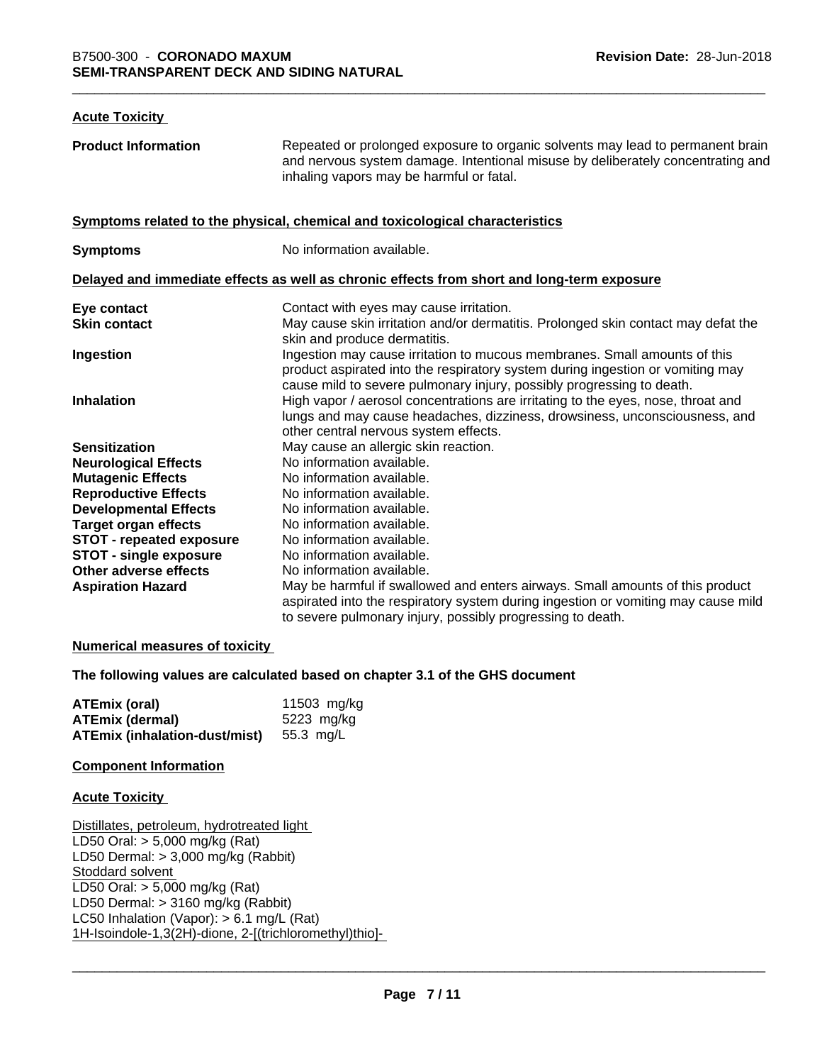### Acute Toxicity

| | |
|---|---|
| **Product Information** | Repeated or prolonged exposure to organic solvents may lead to permanent brain and nervous system damage. Intentional misuse by deliberately concentrating and inhaling vapors may be harmful or fatal. |

### Symptoms related to the physical, chemical and toxicological characteristics

| | |
|---|---|
| **Symptoms** | No information available. |

### Delayed and immediate effects as well as chronic effects from short and long-term exposure

| | |
|---|---|
| **Eye contact** | Contact with eyes may cause irritation. |
| **Skin contact** | May cause skin irritation and/or dermatitis. Prolonged skin contact may defat the skin and produce dermatitis. |
| **Ingestion** | Ingestion may cause irritation to mucous membranes. Small amounts of this product aspirated into the respiratory system during ingestion or vomiting may cause mild to severe pulmonary injury, possibly progressing to death. |
| **Inhalation** | High vapor / aerosol concentrations are irritating to the eyes, nose, throat and lungs and may cause headaches, dizziness, drowsiness, unconsciousness, and other central nervous system effects. |
| **Sensitization** | May cause an allergic skin reaction. |
| **Neurological Effects** | No information available. |
| **Mutagenic Effects** | No information available. |
| **Reproductive Effects** | No information available. |
| **Developmental Effects** | No information available. |
| **Target organ effects** | No information available. |
| **STOT - repeated exposure** | No information available. |
| **STOT - single exposure** | No information available. |
| **Other adverse effects** | No information available. |
| **Aspiration Hazard** | May be harmful if swallowed and enters airways. Small amounts of this product aspirated into the respiratory system during ingestion or vomiting may cause mild to severe pulmonary injury, possibly progressing to death. |

### Numerical measures of toxicity

**The following values are calculated based on chapter 3.1 of the GHS document**

| | |
|---|---|
| **ATEmix (oral)** | 11503 mg/kg |
| **ATEmix (dermal)** | 5223 mg/kg |
| **ATEmix (inhalation-dust/mist)** | 55.3 mg/L |

### Component Information

### Acute Toxicity

Distillates, petroleum, hydrotreated light
LD50 Oral: > 5,000 mg/kg (Rat)
LD50 Dermal: > 3,000 mg/kg (Rabbit)
Stoddard solvent
LD50 Oral: > 5,000 mg/kg (Rat)
LD50 Dermal: > 3160 mg/kg (Rabbit)
LC50 Inhalation (Vapor): > 6.1 mg/L (Rat)
1H-Isoindole-1,3(2H)-dione, 2-[(trichloromethyl)thio]-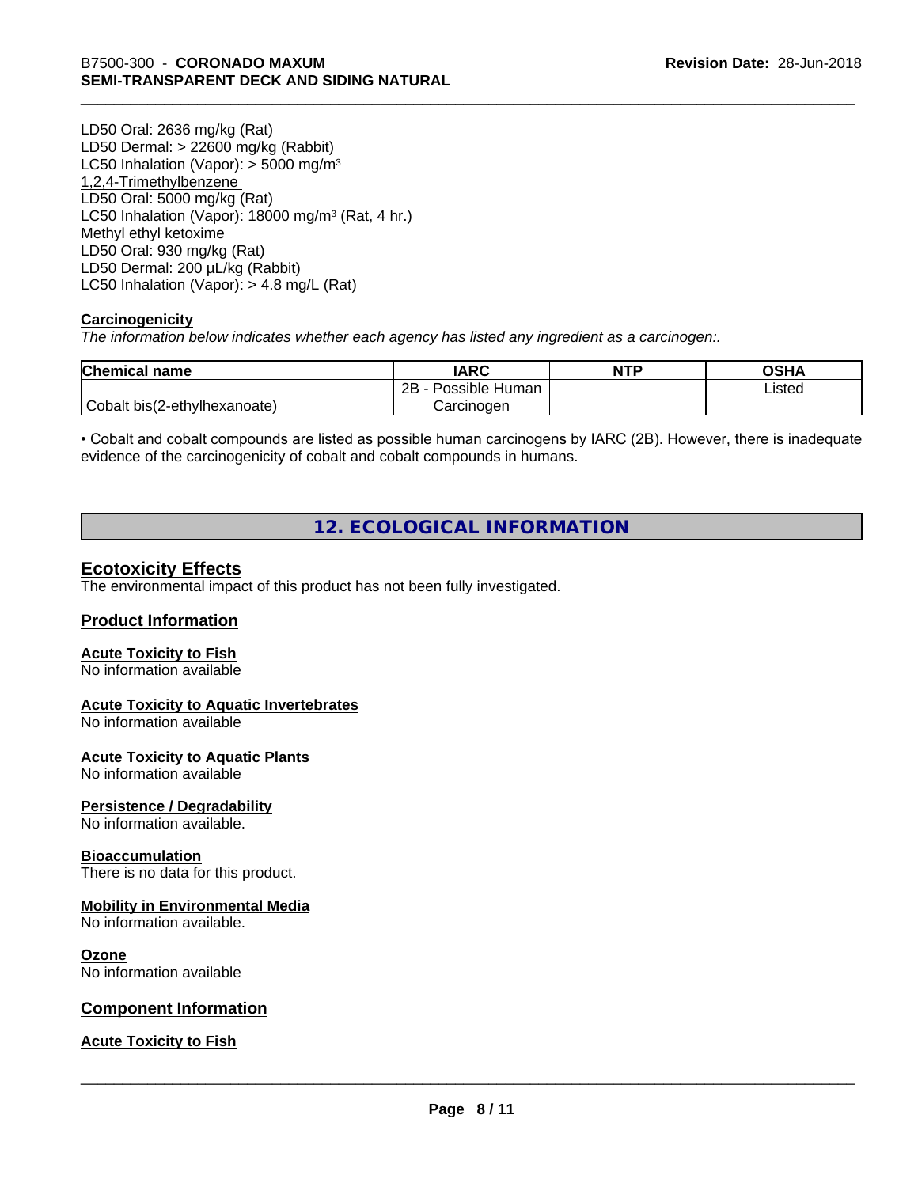LD50 Oral: 2636 mg/kg (Rat)
LD50 Dermal: > 22600 mg/kg (Rabbit)
LC50 Inhalation (Vapor): > 5000 mg/m³

1,2,4-Trimethylbenzene
LD50 Oral: 5000 mg/kg (Rat)
LC50 Inhalation (Vapor): 18000 mg/m³ (Rat, 4 hr.)

Methyl ethyl ketoxime
LD50 Oral: 930 mg/kg (Rat)
LD50 Dermal: 200 µL/kg (Rabbit)
LC50 Inhalation (Vapor): > 4.8 mg/L (Rat)

**Carcinogenicity**

*The information below indicates whether each agency has listed any ingredient as a carcinogen:.*

| Chemical name | IARC | NTP | OSHA |
|---|---|---|---|
| Cobalt bis(2-ethylhexanoate) | 2B - Possible Human Carcinogen | | Listed |

• Cobalt and cobalt compounds are listed as possible human carcinogens by IARC (2B). However, there is inadequate evidence of the carcinogenicity of cobalt and cobalt compounds in humans.

## 12. ECOLOGICAL INFORMATION

### Ecotoxicity Effects

The environmental impact of this product has not been fully investigated.

### Product Information

**Acute Toxicity to Fish**
No information available

**Acute Toxicity to Aquatic Invertebrates**
No information available

**Acute Toxicity to Aquatic Plants**
No information available

**Persistence / Degradability**
No information available.

**Bioaccumulation**
There is no data for this product.

**Mobility in Environmental Media**
No information available.

**Ozone**
No information available

### Component Information

**Acute Toxicity to Fish**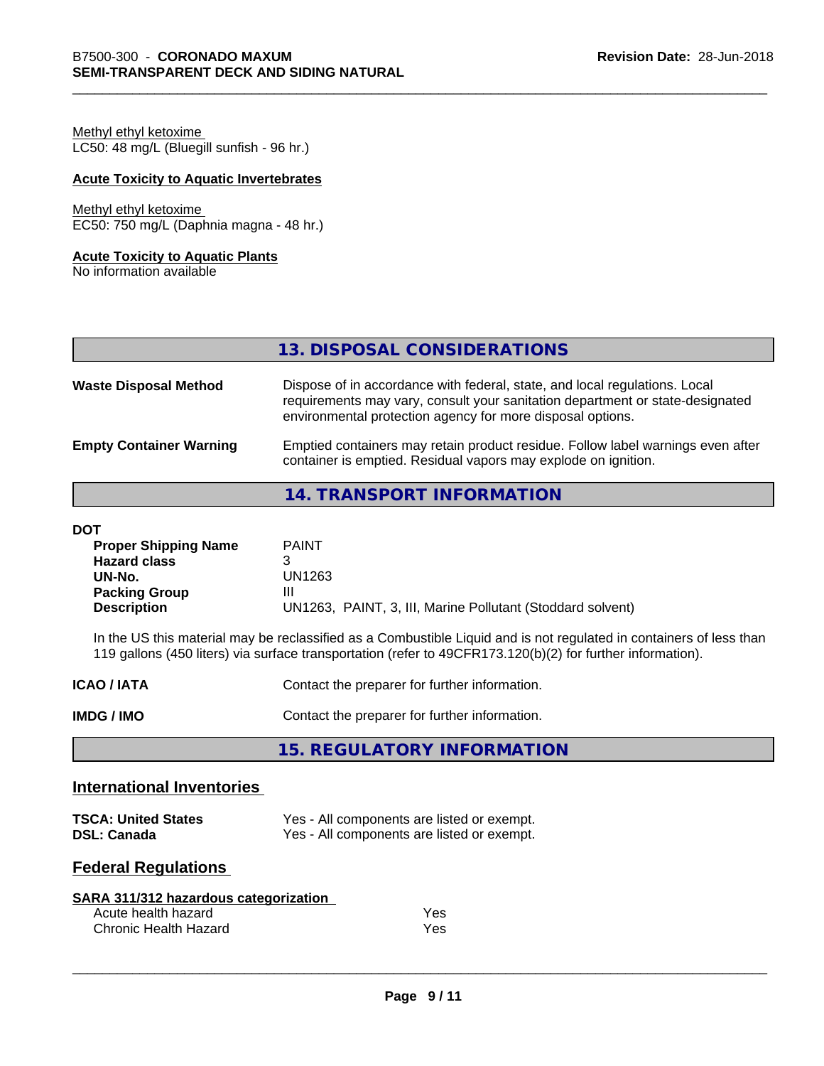Methyl ethyl ketoxime
LC50: 48 mg/L (Bluegill sunfish - 96 hr.)

**Acute Toxicity to Aquatic Invertebrates**

Methyl ethyl ketoxime
EC50: 750 mg/L (Daphnia magna - 48 hr.)

**Acute Toxicity to Aquatic Plants**
No information available

## 13. DISPOSAL CONSIDERATIONS

| | |
|---|---|
| **Waste Disposal Method** | Dispose of in accordance with federal, state, and local regulations. Local requirements may vary, consult your sanitation department or state-designated environmental protection agency for more disposal options. |
| **Empty Container Warning** | Emptied containers may retain product residue. Follow label warnings even after container is emptied. Residual vapors may explode on ignition. |

## 14. TRANSPORT INFORMATION

**DOT**

| | |
|---|---|
| **Proper Shipping Name** | PAINT |
| **Hazard class** | 3 |
| **UN-No.** | UN1263 |
| **Packing Group** | III |
| **Description** | UN1263, PAINT, 3, III, Marine Pollutant (Stoddard solvent) |

In the US this material may be reclassified as a Combustible Liquid and is not regulated in containers of less than 119 gallons (450 liters) via surface transportation (refer to 49CFR173.120(b)(2) for further information).

| | |
|---|---|
| **ICAO / IATA** | Contact the preparer for further information. |
| **IMDG / IMO** | Contact the preparer for further information. |

## 15. REGULATORY INFORMATION

### International Inventories

| | |
|---|---|
| **TSCA: United States** | Yes - All components are listed or exempt. |
| **DSL: Canada** | Yes - All components are listed or exempt. |

### Federal Regulations

**SARA 311/312 hazardous categorization**

| | |
|---|---|
| Acute health hazard | Yes |
| Chronic Health Hazard | Yes |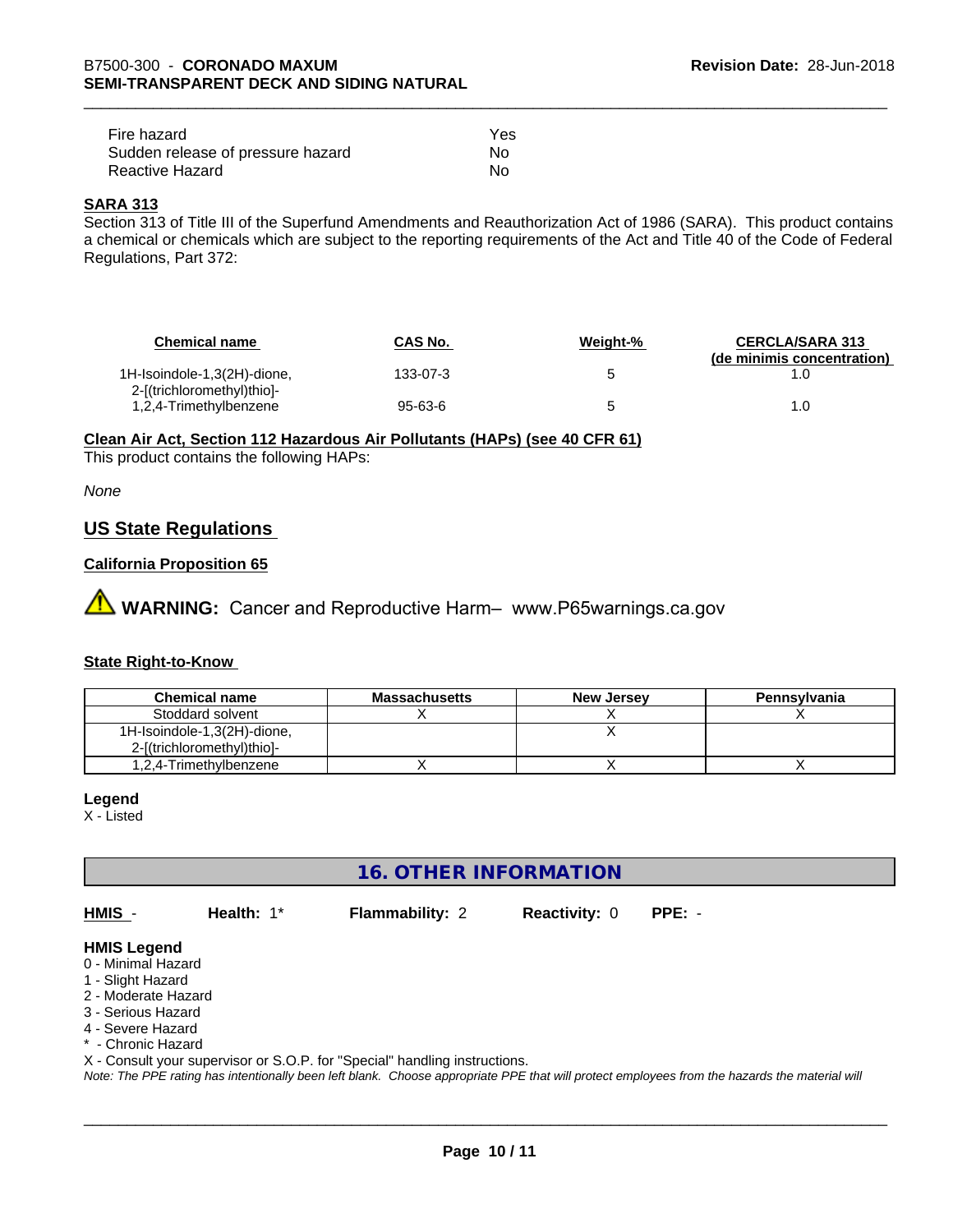| Fire hazard | Yes |
|---|---|
| Sudden release of pressure hazard | No |
| Reactive Hazard | No |

**SARA 313**

Section 313 of Title III of the Superfund Amendments and Reauthorization Act of 1986 (SARA). This product contains a chemical or chemicals which are subject to the reporting requirements of the Act and Title 40 of the Code of Federal Regulations, Part 372:

| Chemical name | CAS No. | Weight-% | CERCLA/SARA 313 (de minimis concentration) |
|---|---|---|---|
| 1H-Isoindole-1,3(2H)-dione, 2-[(trichloromethyl)thio]- | 133-07-3 | 5 | 1.0 |
| 1,2,4-Trimethylbenzene | 95-63-6 | 5 | 1.0 |

**Clean Air Act, Section 112 Hazardous Air Pollutants (HAPs) (see 40 CFR 61)**

This product contains the following HAPs:

*None*

## US State Regulations

**California Proposition 65**

⚠ **WARNING:** Cancer and Reproductive Harm– www.P65warnings.ca.gov

**State Right-to-Know**

| Chemical name | Massachusetts | New Jersey | Pennsylvania |
|---|---|---|---|
| Stoddard solvent | X | X | X |
| 1H-Isoindole-1,3(2H)-dione, 2-[(trichloromethyl)thio]- | | X | |
| 1,2,4-Trimethylbenzene | X | X | X |

**Legend**

X - Listed

## 16. OTHER INFORMATION

**HMIS** - **Health:** 1* **Flammability:** 2 **Reactivity:** 0 **PPE:** -

**HMIS Legend**

0 - Minimal Hazard
1 - Slight Hazard
2 - Moderate Hazard
3 - Serious Hazard
4 - Severe Hazard
* - Chronic Hazard
X - Consult your supervisor or S.O.P. for "Special" handling instructions.

*Note: The PPE rating has intentionally been left blank. Choose appropriate PPE that will protect employees from the hazards the material will*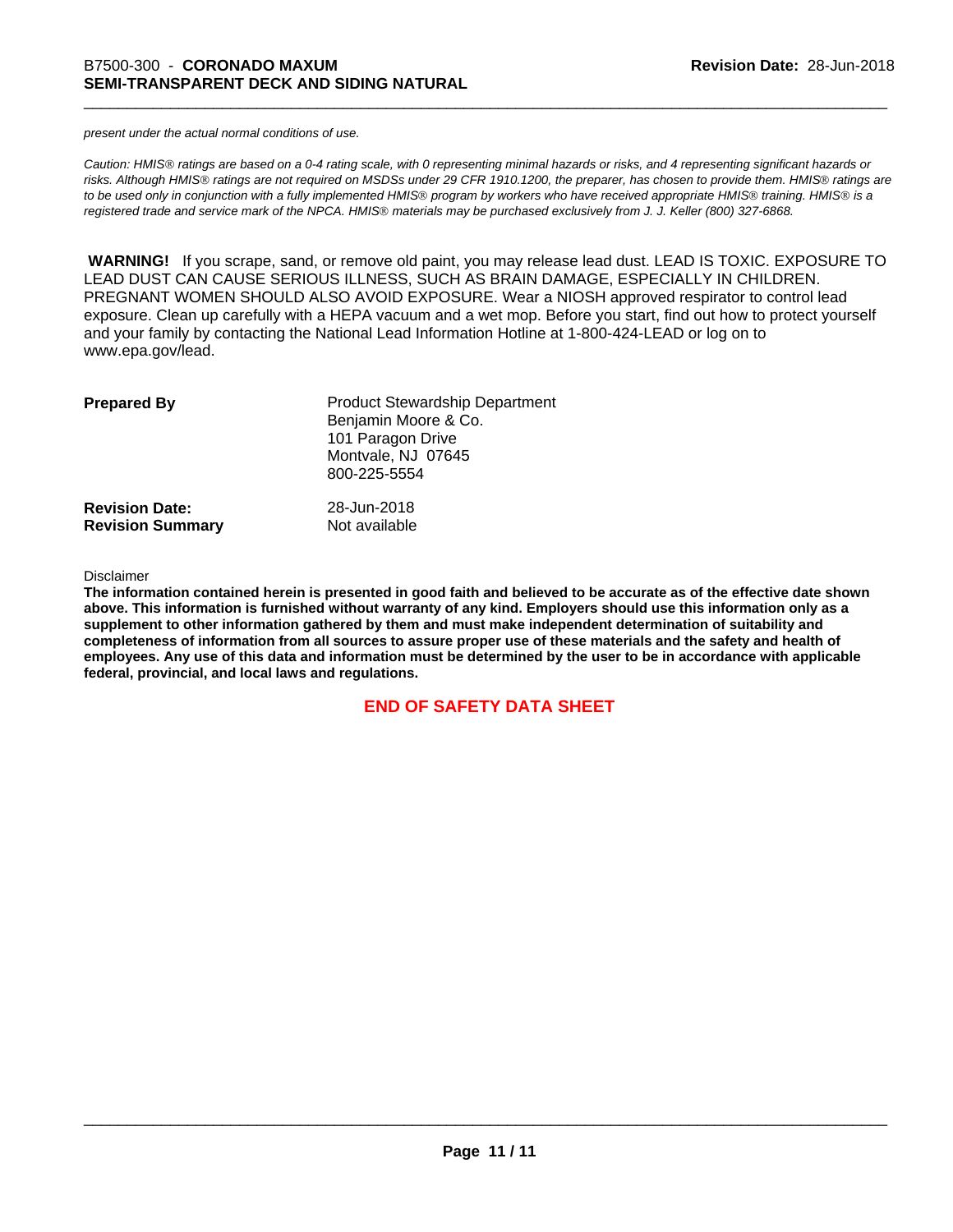*present under the actual normal conditions of use.*

*Caution: HMIS® ratings are based on a 0-4 rating scale, with 0 representing minimal hazards or risks, and 4 representing significant hazards or risks. Although HMIS® ratings are not required on MSDSs under 29 CFR 1910.1200, the preparer, has chosen to provide them. HMIS® ratings are to be used only in conjunction with a fully implemented HMIS® program by workers who have received appropriate HMIS® training. HMIS® is a registered trade and service mark of the NPCA. HMIS® materials may be purchased exclusively from J. J. Keller (800) 327-6868.*

**WARNING!** If you scrape, sand, or remove old paint, you may release lead dust. LEAD IS TOXIC. EXPOSURE TO LEAD DUST CAN CAUSE SERIOUS ILLNESS, SUCH AS BRAIN DAMAGE, ESPECIALLY IN CHILDREN. PREGNANT WOMEN SHOULD ALSO AVOID EXPOSURE. Wear a NIOSH approved respirator to control lead exposure. Clean up carefully with a HEPA vacuum and a wet mop. Before you start, find out how to protect yourself and your family by contacting the National Lead Information Hotline at 1-800-424-LEAD or log on to www.epa.gov/lead.

| | |
|---|---|
| **Prepared By** | Product Stewardship Department<br>Benjamin Moore & Co.<br>101 Paragon Drive<br>Montvale, NJ 07645<br>800-225-5554 |
| **Revision Date:** | 28-Jun-2018 |
| **Revision Summary** | Not available |

Disclaimer

**The information contained herein is presented in good faith and believed to be accurate as of the effective date shown above. This information is furnished without warranty of any kind. Employers should use this information only as a supplement to other information gathered by them and must make independent determination of suitability and completeness of information from all sources to assure proper use of these materials and the safety and health of employees. Any use of this data and information must be determined by the user to be in accordance with applicable federal, provincial, and local laws and regulations.**

**END OF SAFETY DATA SHEET**